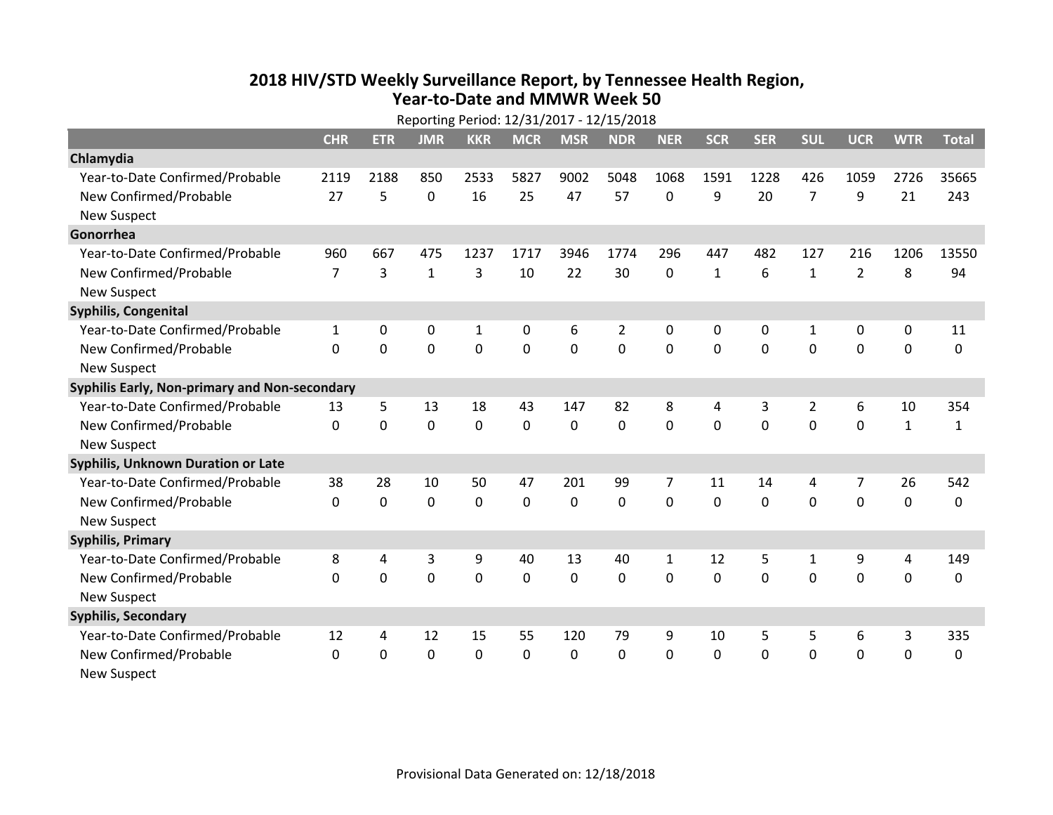# 2018 HIV/STD Weekly Surveillance Report, by Tennessee Health Region, Year-to-Date and MMWR Week 50

Reporting Period: 12/31/2017 - 12/15/2018

| | CHR | ETR | JMR | KKR | MCR | MSR | NDR | NER | SCR | SER | SUL | UCR | WTR | Total |
|---|---|---|---|---|---|---|---|---|---|---|---|---|---|---|
| **Chlamydia** | | | | | | | | | | | | | | |
| Year-to-Date Confirmed/Probable | 2119 | 2188 | 850 | 2533 | 5827 | 9002 | 5048 | 1068 | 1591 | 1228 | 426 | 1059 | 2726 | 35665 |
| New Confirmed/Probable | 27 | 5 | 0 | 16 | 25 | 47 | 57 | 0 | 9 | 20 | 7 | 9 | 21 | 243 |
| New Suspect | | | | | | | | | | | | | | |
| **Gonorrhea** | | | | | | | | | | | | | | |
| Year-to-Date Confirmed/Probable | 960 | 667 | 475 | 1237 | 1717 | 3946 | 1774 | 296 | 447 | 482 | 127 | 216 | 1206 | 13550 |
| New Confirmed/Probable | 7 | 3 | 1 | 3 | 10 | 22 | 30 | 0 | 1 | 6 | 1 | 2 | 8 | 94 |
| New Suspect | | | | | | | | | | | | | | |
| **Syphilis, Congenital** | | | | | | | | | | | | | | |
| Year-to-Date Confirmed/Probable | 1 | 0 | 0 | 1 | 0 | 6 | 2 | 0 | 0 | 0 | 1 | 0 | 0 | 11 |
| New Confirmed/Probable | 0 | 0 | 0 | 0 | 0 | 0 | 0 | 0 | 0 | 0 | 0 | 0 | 0 | 0 |
| New Suspect | | | | | | | | | | | | | | |
| **Syphilis Early, Non-primary and Non-secondary** | | | | | | | | | | | | | | |
| Year-to-Date Confirmed/Probable | 13 | 5 | 13 | 18 | 43 | 147 | 82 | 8 | 4 | 3 | 2 | 6 | 10 | 354 |
| New Confirmed/Probable | 0 | 0 | 0 | 0 | 0 | 0 | 0 | 0 | 0 | 0 | 0 | 0 | 1 | 1 |
| New Suspect | | | | | | | | | | | | | | |
| **Syphilis, Unknown Duration or Late** | | | | | | | | | | | | | | |
| Year-to-Date Confirmed/Probable | 38 | 28 | 10 | 50 | 47 | 201 | 99 | 7 | 11 | 14 | 4 | 7 | 26 | 542 |
| New Confirmed/Probable | 0 | 0 | 0 | 0 | 0 | 0 | 0 | 0 | 0 | 0 | 0 | 0 | 0 | 0 |
| New Suspect | | | | | | | | | | | | | | |
| **Syphilis, Primary** | | | | | | | | | | | | | | |
| Year-to-Date Confirmed/Probable | 8 | 4 | 3 | 9 | 40 | 13 | 40 | 1 | 12 | 5 | 1 | 9 | 4 | 149 |
| New Confirmed/Probable | 0 | 0 | 0 | 0 | 0 | 0 | 0 | 0 | 0 | 0 | 0 | 0 | 0 | 0 |
| New Suspect | | | | | | | | | | | | | | |
| **Syphilis, Secondary** | | | | | | | | | | | | | | |
| Year-to-Date Confirmed/Probable | 12 | 4 | 12 | 15 | 55 | 120 | 79 | 9 | 10 | 5 | 5 | 6 | 3 | 335 |
| New Confirmed/Probable | 0 | 0 | 0 | 0 | 0 | 0 | 0 | 0 | 0 | 0 | 0 | 0 | 0 | 0 |
| New Suspect | | | | | | | | | | | | | | |

Provisional Data Generated on: 12/18/2018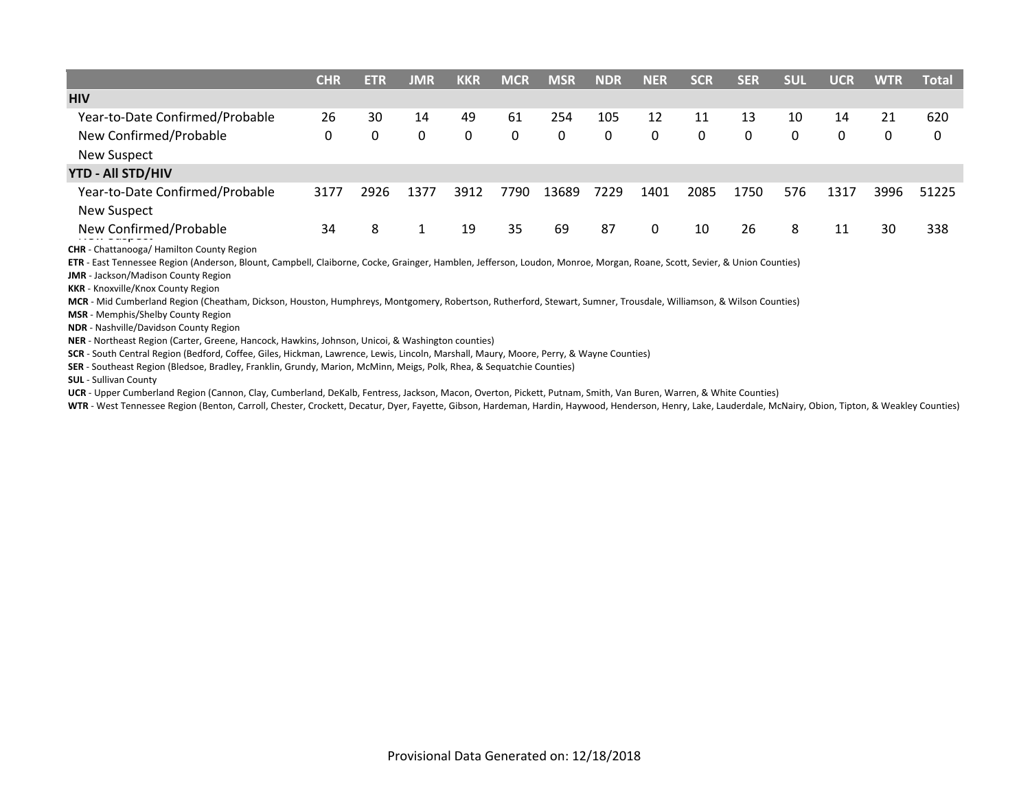| | CHR | ETR | JMR | KKR | MCR | MSR | NDR | NER | SCR | SER | SUL | UCR | WTR | Total |
|---|---|---|---|---|---|---|---|---|---|---|---|---|---|---|
| **HIV** | | | | | | | | | | | | | | |
| Year-to-Date Confirmed/Probable | 26 | 30 | 14 | 49 | 61 | 254 | 105 | 12 | 11 | 13 | 10 | 14 | 21 | 620 |
| New Confirmed/Probable | 0 | 0 | 0 | 0 | 0 | 0 | 0 | 0 | 0 | 0 | 0 | 0 | 0 | 0 |
| New Suspect | | | | | | | | | | | | | | |
| **YTD - All STD/HIV** | | | | | | | | | | | | | | |
| Year-to-Date Confirmed/Probable | 3177 | 2926 | 1377 | 3912 | 7790 | 13689 | 7229 | 1401 | 2085 | 1750 | 576 | 1317 | 3996 | 51225 |
| New Suspect | | | | | | | | | | | | | | |
| New Confirmed/Probable | 34 | 8 | 1 | 19 | 35 | 69 | 87 | 0 | 10 | 26 | 8 | 11 | 30 | 338 |

**CHR** - Chattanooga/ Hamilton County Region

**ETR** - East Tennessee Region (Anderson, Blount, Campbell, Claiborne, Cocke, Grainger, Hamblen, Jefferson, Loudon, Monroe, Morgan, Roane, Scott, Sevier, & Union Counties)

**JMR** - Jackson/Madison County Region

**KKR** - Knoxville/Knox County Region

**MCR** - Mid Cumberland Region (Cheatham, Dickson, Houston, Humphreys, Montgomery, Robertson, Rutherford, Stewart, Sumner, Trousdale, Williamson, & Wilson Counties)

**MSR** - Memphis/Shelby County Region

**NDR** - Nashville/Davidson County Region

**NER** - Northeast Region (Carter, Greene, Hancock, Hawkins, Johnson, Unicoi, & Washington counties)

**SCR** - South Central Region (Bedford, Coffee, Giles, Hickman, Lawrence, Lewis, Lincoln, Marshall, Maury, Moore, Perry, & Wayne Counties)

**SER** - Southeast Region (Bledsoe, Bradley, Franklin, Grundy, Marion, McMinn, Meigs, Polk, Rhea, & Sequatchie Counties)

**SUL** - Sullivan County

**UCR** - Upper Cumberland Region (Cannon, Clay, Cumberland, DeKalb, Fentress, Jackson, Macon, Overton, Pickett, Putnam, Smith, Van Buren, Warren, & White Counties)

**WTR** - West Tennessee Region (Benton, Carroll, Chester, Crockett, Decatur, Dyer, Fayette, Gibson, Hardeman, Hardin, Haywood, Henderson, Henry, Lake, Lauderdale, McNairy, Obion, Tipton, & Weakley Counties)

Provisional Data Generated on: 12/18/2018